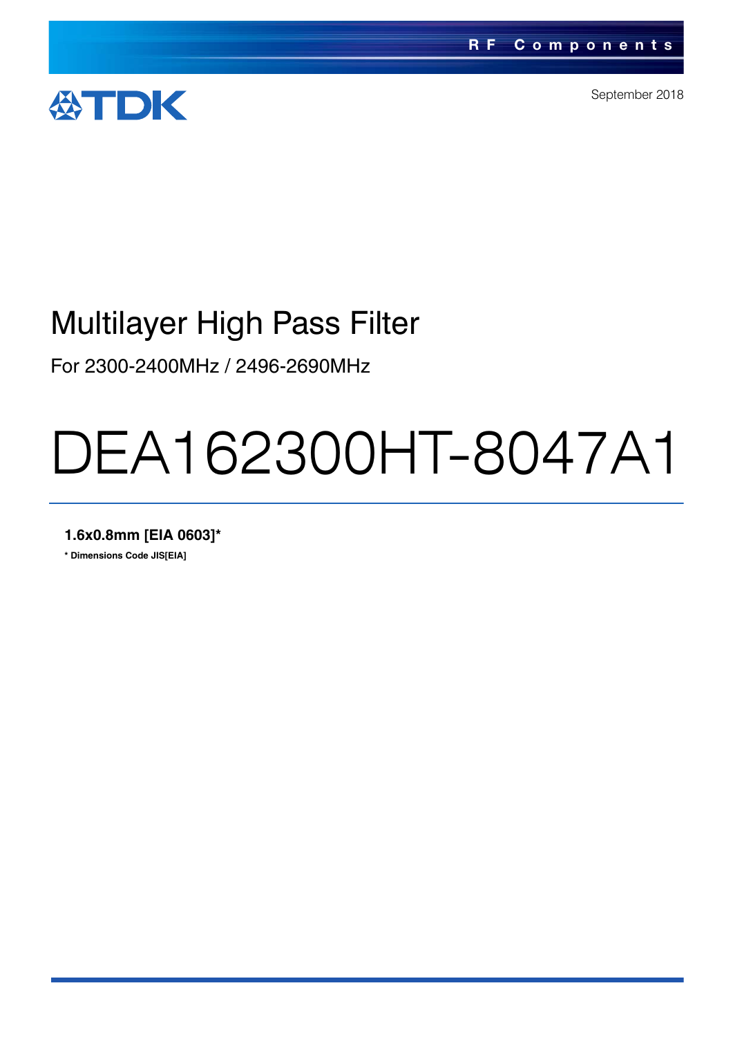RF Components

TDK

September 2018

# Multilayer High Pass Filter

For 2300-2400MHz / 2496-2690MHz

# DEA162300HT-8047A1

**1.6x0.8mm [EIA 0603]***

*** Dimensions Code JIS[EIA]**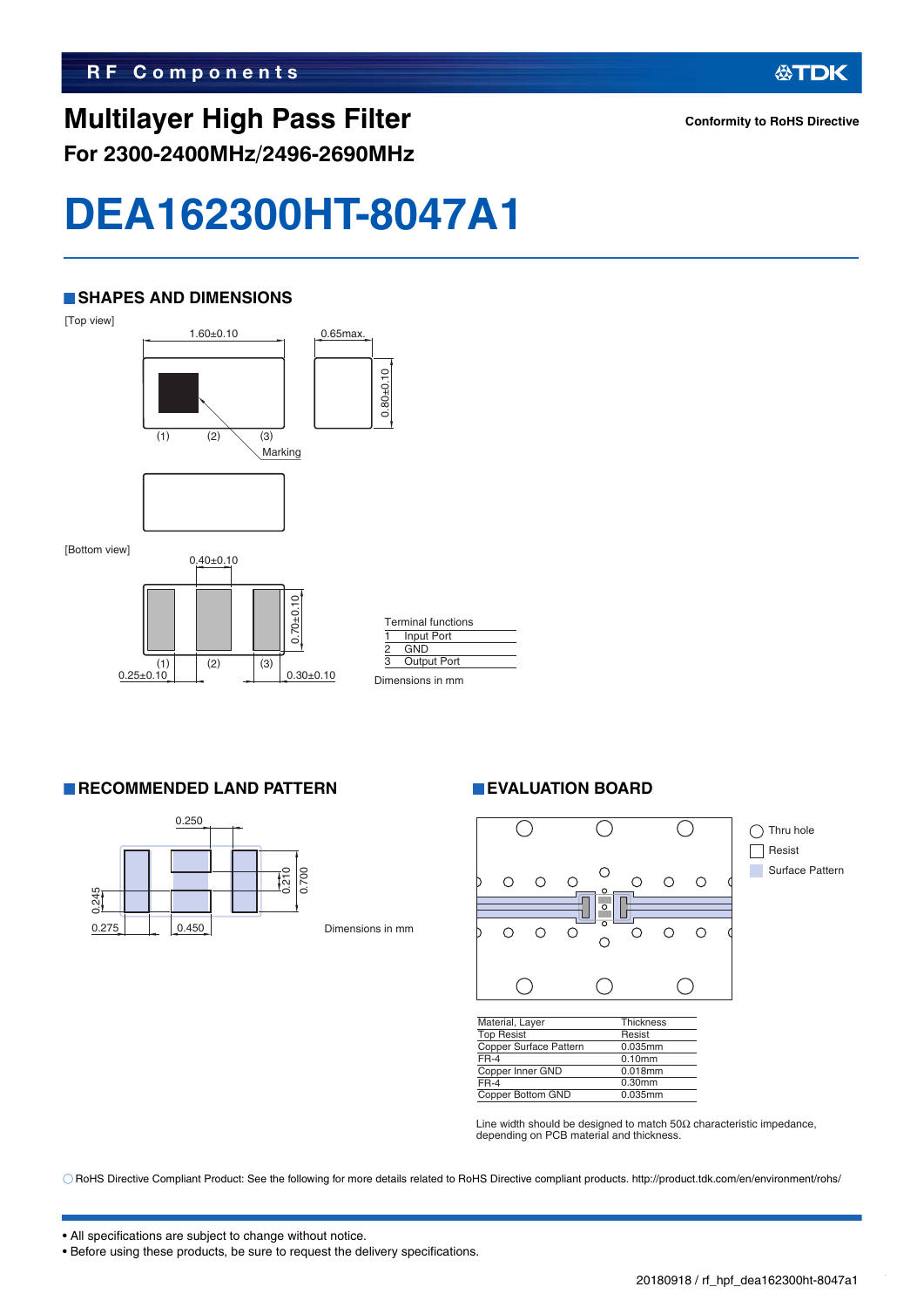RF Components

# Multilayer High Pass Filter

**For 2300-2400MHz/2496-2690MHz**

**Conformity to RoHS Directive**

# DEA162300HT-8047A1

## SHAPES AND DIMENSIONS

[Top view]

1.60±0.10

0.65max.

0.80±0.10

(1) (2) (3)

Marking

[Bottom view]

0.40±0.10

0.70±0.10

(1) (2) (3)

0.25±0.10

0.30±0.10

| Terminal functions | |
|---|---|
| 1 | Input Port |
| 2 | GND |
| 3 | Output Port |

Dimensions in mm

## RECOMMENDED LAND PATTERN

0.250

0.210

0.700

0.245

0.275

0.450

Dimensions in mm

## EVALUATION BOARD

Thru hole

Resist

Surface Pattern

| Material, Layer | Thickness |
|---|---|
| Top Resist | Resist |
| Copper Surface Pattern | 0.035mm |
| FR-4 | 0.10mm |
| Copper Inner GND | 0.018mm |
| FR-4 | 0.30mm |
| Copper Bottom GND | 0.035mm |

Line width should be designed to match 50Ω characteristic impedance, depending on PCB material and thickness.

○ RoHS Directive Compliant Product: See the following for more details related to RoHS Directive compliant products. http://product.tdk.com/en/environment/rohs/

- All specifications are subject to change without notice.
- Before using these products, be sure to request the delivery specifications.

20180918 / rf_hpf_dea162300ht-8047a1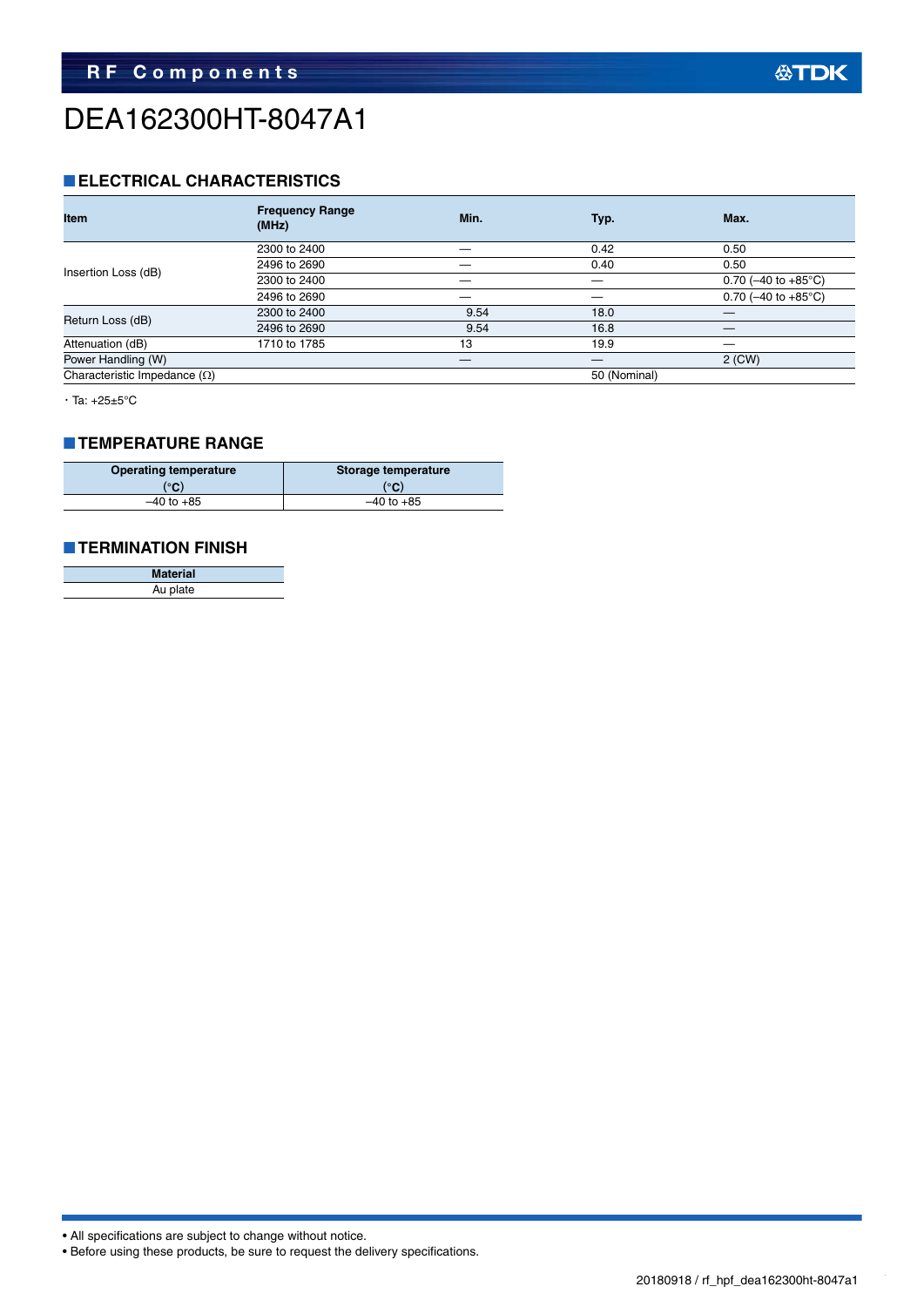# DEA162300HT-8047A1

## ELECTRICAL CHARACTERISTICS

| Item | Frequency Range (MHz) | Min. | Typ. | Max. |
|---|---|---|---|---|
| Insertion Loss (dB) | 2300 to 2400 | — | 0.42 | 0.50 |
| | 2496 to 2690 | — | 0.40 | 0.50 |
| | 2300 to 2400 | — | — | 0.70 (–40 to +85°C) |
| | 2496 to 2690 | — | — | 0.70 (–40 to +85°C) |
| Return Loss (dB) | 2300 to 2400 | 9.54 | 18.0 | — |
| | 2496 to 2690 | 9.54 | 16.8 | — |
| Attenuation (dB) | 1710 to 1785 | 13 | 19.9 | — |
| Power Handling (W) | | — | — | 2 (CW) |
| Characteristic Impedance (Ω) | | | 50 (Nominal) | |

・Ta: +25±5°C

## TEMPERATURE RANGE

| Operating temperature (°C) | Storage temperature (°C) |
|---|---|
| –40 to +85 | –40 to +85 |

## TERMINATION FINISH

| Material |
|---|
| Au plate |

• All specifications are subject to change without notice.
• Before using these products, be sure to request the delivery specifications.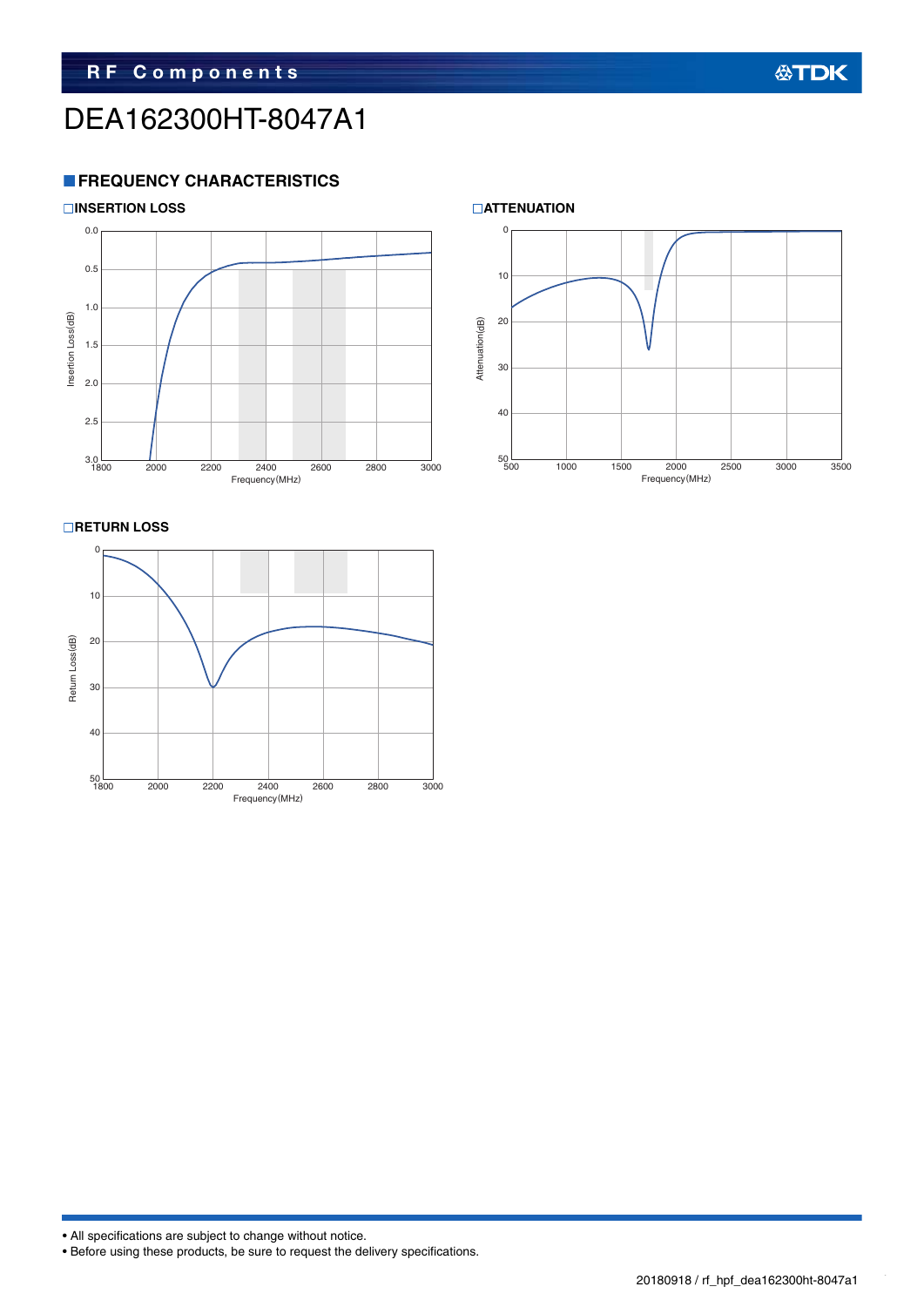# DEA162300HT-8047A1

## FREQUENCY CHARACTERISTICS

### INSERTION LOSS

Insertion Loss (dB)

0.0, 0.5, 1.0, 1.5, 2.0, 2.5, 3.0

1800, 2000, 2200, 2400, 2600, 2800, 3000

Frequency (MHz)

### ATTENUATION

Attenuation (dB)

0, 10, 20, 30, 40, 50

500, 1000, 1500, 2000, 2500, 3000, 3500

Frequency (MHz)

### RETURN LOSS

Return Loss (dB)

0, 10, 20, 30, 40, 50

1800, 2000, 2200, 2400, 2600, 2800, 3000

Frequency (MHz)

- All specifications are subject to change without notice.
- Before using these products, be sure to request the delivery specifications.

20180918 / rf_hpf_dea162300ht-8047a1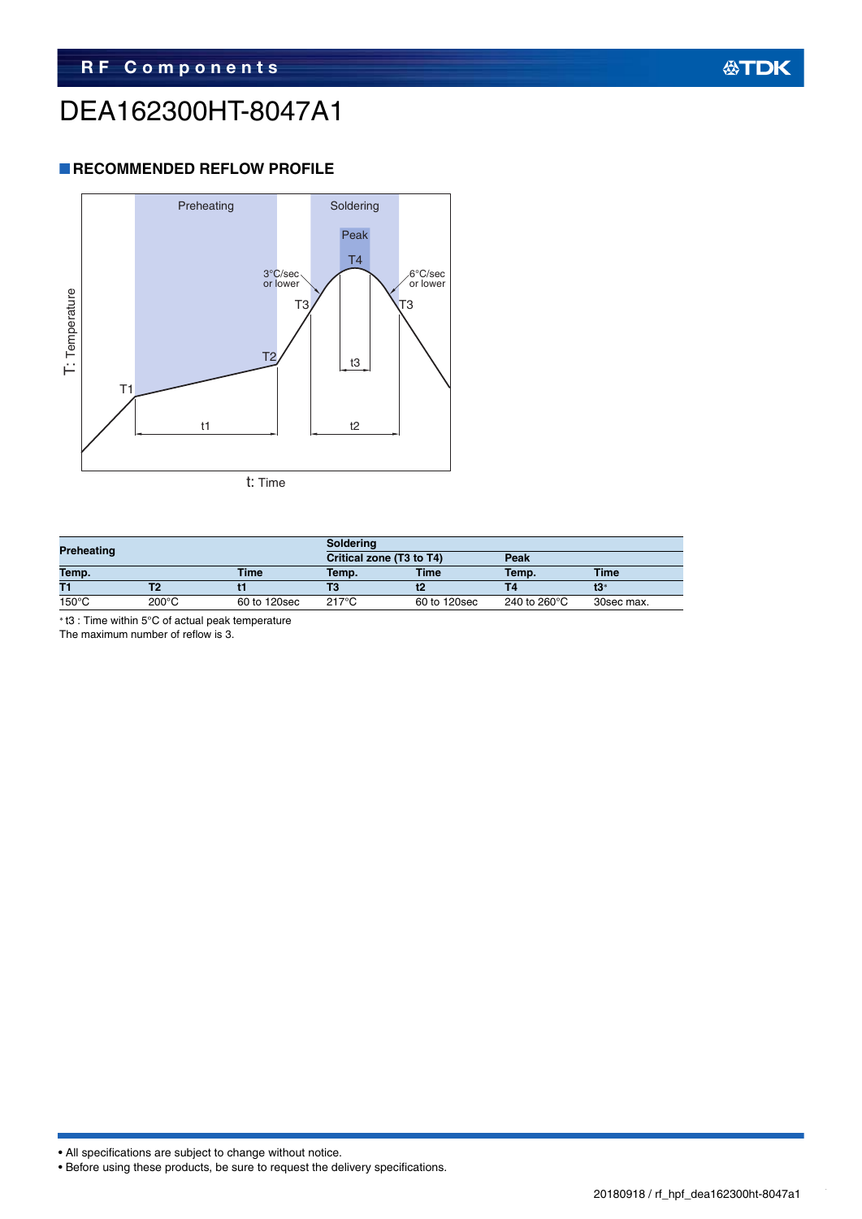# DEA162300HT-8047A1

## RECOMMENDED REFLOW PROFILE

| Preheating | | | Soldering | | | |
|---|---|---|---|---|---|---|
| | | | Critical zone (T3 to T4) | | Peak | |
| Temp. | | Time | Temp. | Time | Temp. | Time |
| T1 | T2 | t1 | T3 | t2 | T4 | t3* |
| 150°C | 200°C | 60 to 120sec | 217°C | 60 to 120sec | 240 to 260°C | 30sec max. |

* t3 : Time within 5°C of actual peak temperature

The maximum number of reflow is 3.

- All specifications are subject to change without notice.
- Before using these products, be sure to request the delivery specifications.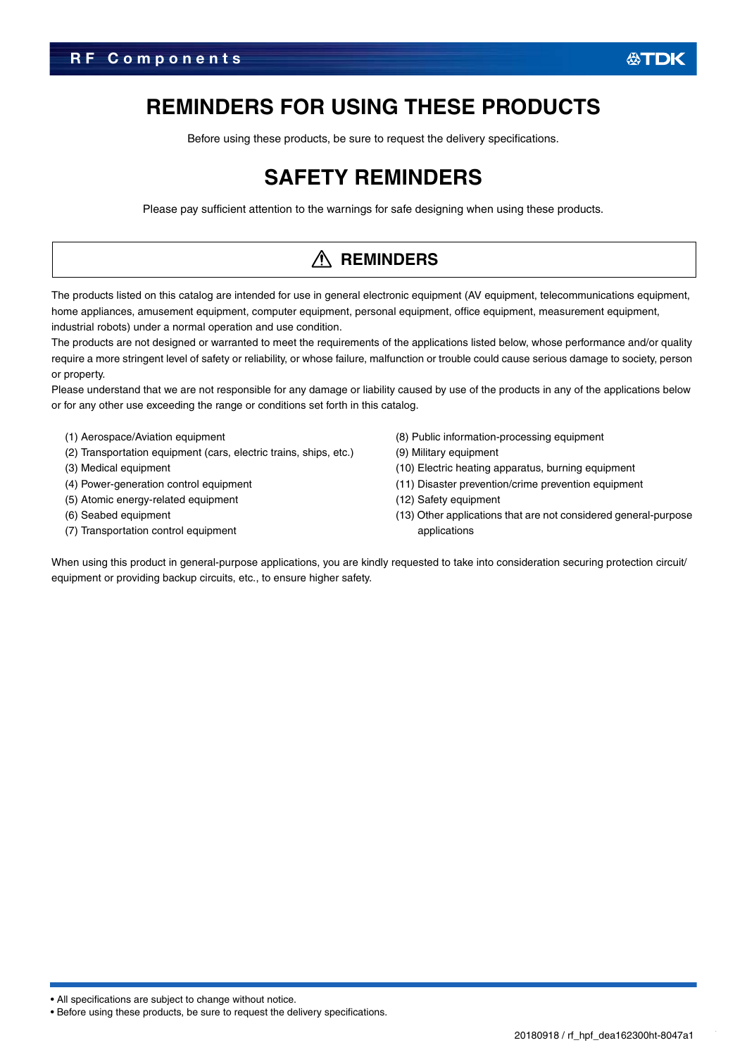# REMINDERS FOR USING THESE PRODUCTS

Before using these products, be sure to request the delivery specifications.

# SAFETY REMINDERS

Please pay sufficient attention to the warnings for safe designing when using these products.

## ⚠ REMINDERS

The products listed on this catalog are intended for use in general electronic equipment (AV equipment, telecommunications equipment, home appliances, amusement equipment, computer equipment, personal equipment, office equipment, measurement equipment, industrial robots) under a normal operation and use condition.

The products are not designed or warranted to meet the requirements of the applications listed below, whose performance and/or quality require a more stringent level of safety or reliability, or whose failure, malfunction or trouble could cause serious damage to society, person or property.

Please understand that we are not responsible for any damage or liability caused by use of the products in any of the applications below or for any other use exceeding the range or conditions set forth in this catalog.

(1) Aerospace/Aviation equipment
(2) Transportation equipment (cars, electric trains, ships, etc.)
(3) Medical equipment
(4) Power-generation control equipment
(5) Atomic energy-related equipment
(6) Seabed equipment
(7) Transportation control equipment
(8) Public information-processing equipment
(9) Military equipment
(10) Electric heating apparatus, burning equipment
(11) Disaster prevention/crime prevention equipment
(12) Safety equipment
(13) Other applications that are not considered general-purpose applications

When using this product in general-purpose applications, you are kindly requested to take into consideration securing protection circuit/ equipment or providing backup circuits, etc., to ensure higher safety.

- All specifications are subject to change without notice.
- Before using these products, be sure to request the delivery specifications.

20180918 / rf_hpf_dea162300ht-8047a1